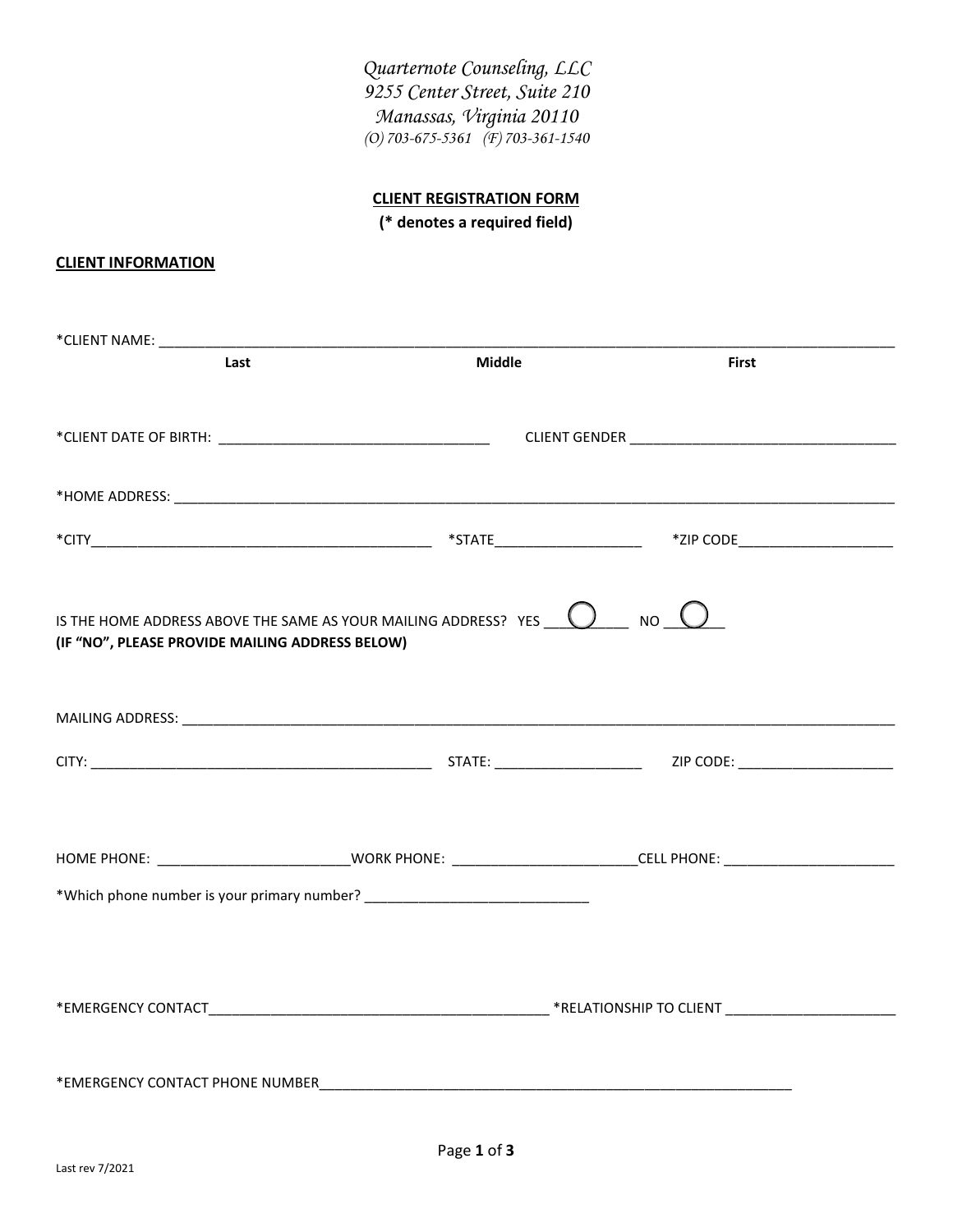*Quarternote Counseling, LLC*
*9255 Center Street, Suite 210*
*Manassas, Virginia 20110*
*(O) 703-675-5361 (F) 703-361-1540*

## CLIENT REGISTRATION FORM

**(* denotes a required field)**

### CLIENT INFORMATION

*CLIENT NAME: ______________________________________________

Last                    Middle                    First

*CLIENT DATE OF BIRTH: ______________________ CLIENT GENDER ______________________

*HOME ADDRESS: ______________________________________________

*CITY______________________ *STATE______________ *ZIP CODE______________

IS THE HOME ADDRESS ABOVE THE SAME AS YOUR MAILING ADDRESS? YES ○ NO ○
**(IF "NO", PLEASE PROVIDE MAILING ADDRESS BELOW)**

MAILING ADDRESS: ______________________________________________

CITY: ______________________ STATE: ______________ ZIP CODE: ______________

HOME PHONE: ______________ WORK PHONE: ______________ CELL PHONE: ______________

*Which phone number is your primary number? ______________________

*EMERGENCY CONTACT______________________ *RELATIONSHIP TO CLIENT ______________

*EMERGENCY CONTACT PHONE NUMBER______________________________

Last rev 7/2021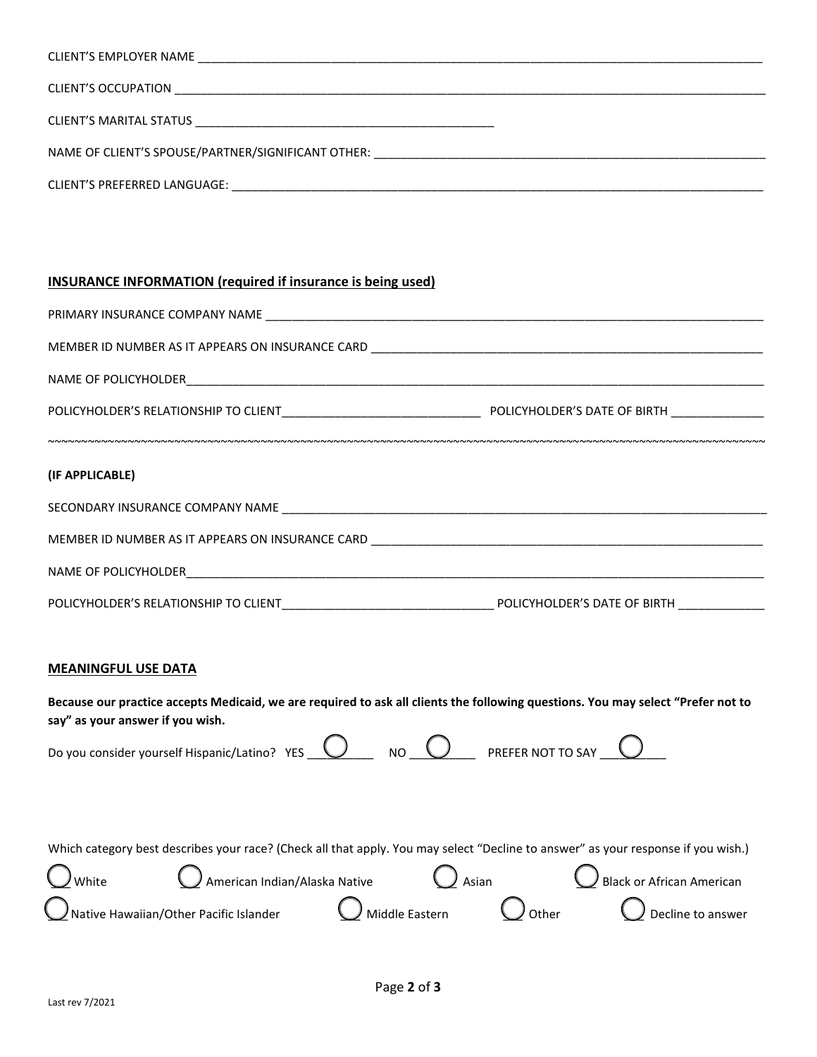CLIENT'S EMPLOYER NAME ______________________________________________________________________________

CLIENT'S OCCUPATION ________________________________________________________________________________

CLIENT'S MARITAL STATUS ______________________________________________

NAME OF CLIENT'S SPOUSE/PARTNER/SIGNIFICANT OTHER: _______________________________________________________

CLIENT'S PREFERRED LANGUAGE: ___________________________________________________________________________

**INSURANCE INFORMATION (required if insurance is being used)**

PRIMARY INSURANCE COMPANY NAME ____________________________________________________________________

MEMBER ID NUMBER AS IT APPEARS ON INSURANCE CARD _______________________________________________________

NAME OF POLICYHOLDER_____________________________________________________________________________

POLICYHOLDER'S RELATIONSHIP TO CLIENT______________________________ POLICYHOLDER'S DATE OF BIRTH ______________

~~~~~~~~~~~~~~~~~~~~~~~~~~~~~~~~~~~~~~~~~~~~~~~~~~~~~~~~~~~~~~~~~~~~~~~~~~~~~~~~~~~~~~~~~~~~~~~~~~~~~~~~~

**(IF APPLICABLE)**

SECONDARY INSURANCE COMPANY NAME __________________________________________________________________

MEMBER ID NUMBER AS IT APPEARS ON INSURANCE CARD _______________________________________________________

NAME OF POLICYHOLDER_____________________________________________________________________________

POLICYHOLDER'S RELATIONSHIP TO CLIENT________________________________ POLICYHOLDER'S DATE OF BIRTH _____________

**MEANINGFUL USE DATA**

**Because our practice accepts Medicaid, we are required to ask all clients the following questions. You may select "Prefer not to say" as your answer if you wish.**

Do you consider yourself Hispanic/Latino? YES ◯ NO ◯ PREFER NOT TO SAY ◯

Which category best describes your race? (Check all that apply. You may select "Decline to answer" as your response if you wish.)

◯ White ◯ American Indian/Alaska Native ◯ Asian ◯ Black or African American

◯ Native Hawaiian/Other Pacific Islander ◯ Middle Eastern ◯ Other ◯ Decline to answer

Last rev 7/2021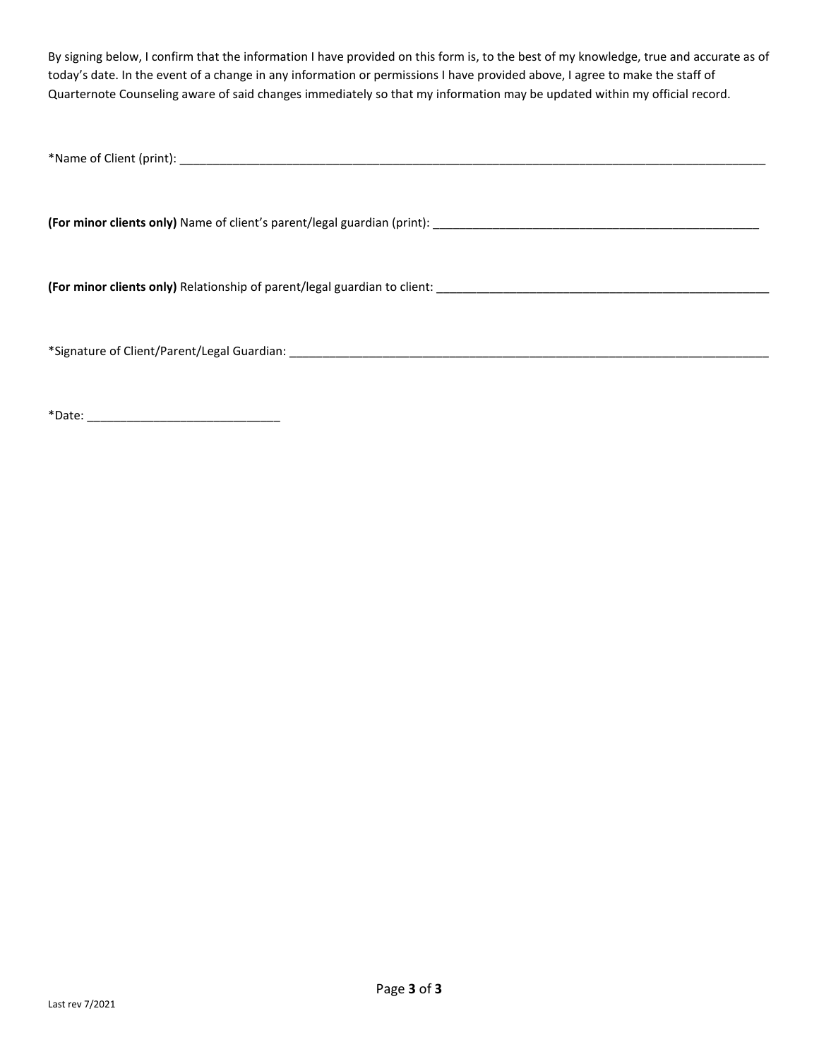By signing below, I confirm that the information I have provided on this form is, to the best of my knowledge, true and accurate as of today's date. In the event of a change in any information or permissions I have provided above, I agree to make the staff of Quarternote Counseling aware of said changes immediately so that my information may be updated within my official record.

*Name of Client (print): ________________________________________________________________________________________

**(For minor clients only)** Name of client's parent/legal guardian (print): ____________________________________________________

**(For minor clients only)** Relationship of parent/legal guardian to client: _____________________________________________________

*Signature of Client/Parent/Legal Guardian: ________________________________________________________________________

*Date: ____________________________

Last rev 7/2021